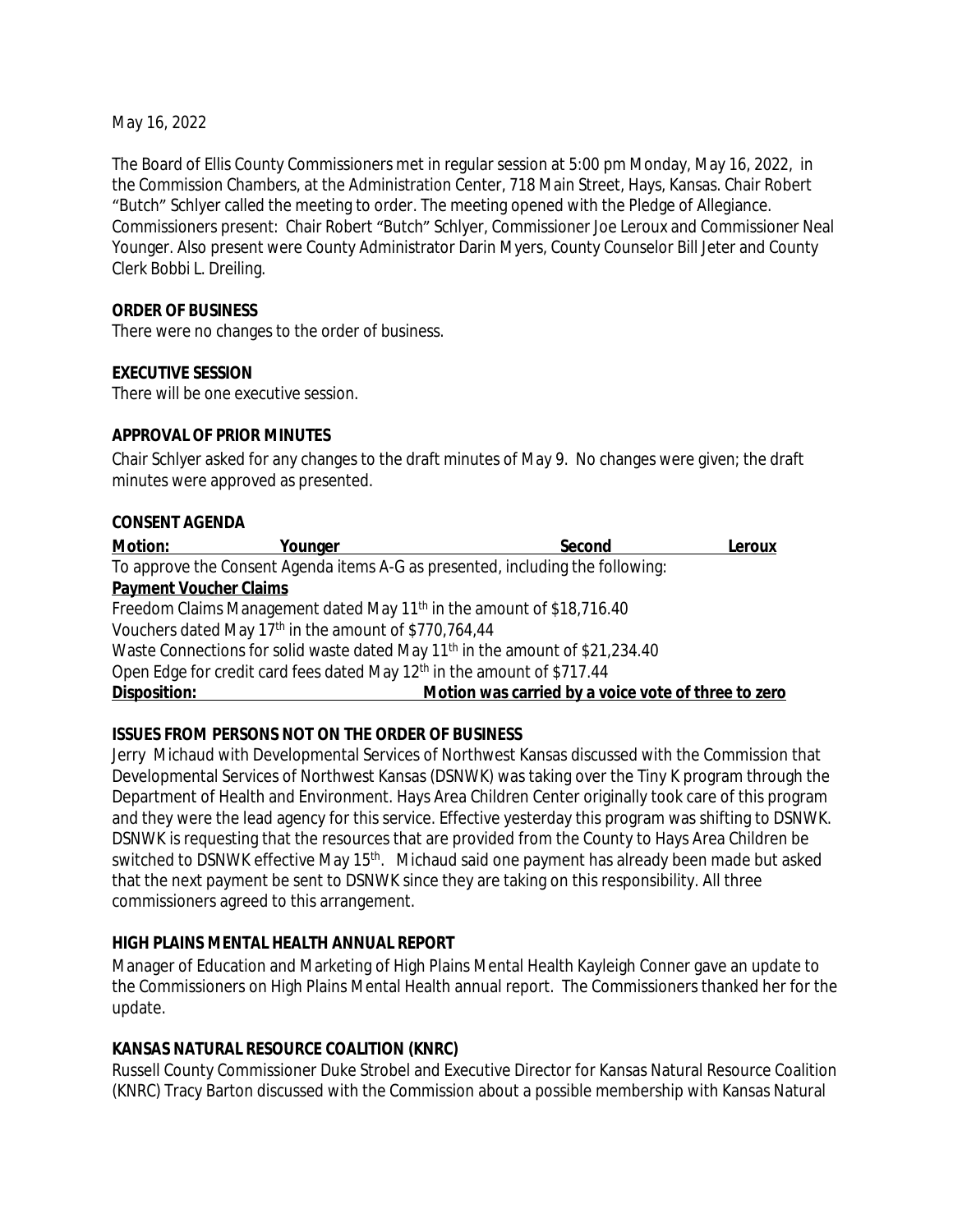May 16, 2022

The Board of Ellis County Commissioners met in regular session at 5:00 pm Monday, May 16, 2022, in the Commission Chambers, at the Administration Center, 718 Main Street, Hays, Kansas. Chair Robert "Butch" Schlyer called the meeting to order. The meeting opened with the Pledge of Allegiance. Commissioners present: Chair Robert "Butch" Schlyer, Commissioner Joe Leroux and Commissioner Neal Younger. Also present were County Administrator Darin Myers, County Counselor Bill Jeter and County Clerk Bobbi L. Dreiling.

**ORDER OF BUSINESS**

There were no changes to the order of business.

**EXECUTIVE SESSION**

There will be one executive session.

**APPROVAL OF PRIOR MINUTES**

Chair Schlyer asked for any changes to the draft minutes of May 9. No changes were given; the draft minutes were approved as presented.

**CONSENT AGENDA**

**Motion:** Younger **Second** Leroux

To approve the Consent Agenda items A-G as presented, including the following:

**Payment Voucher Claims**

Freedom Claims Management dated May 11th in the amount of $18,716.40

Vouchers dated May 17th in the amount of $770,764,44

Waste Connections for solid waste dated May 11th in the amount of $21,234.40

Open Edge for credit card fees dated May 12th in the amount of $717.44

**Disposition:** **Motion was carried by a voice vote of three to zero**

**ISSUES FROM PERSONS NOT ON THE ORDER OF BUSINESS**

Jerry Michaud with Developmental Services of Northwest Kansas discussed with the Commission that Developmental Services of Northwest Kansas (DSNWK) was taking over the Tiny K program through the Department of Health and Environment. Hays Area Children Center originally took care of this program and they were the lead agency for this service. Effective yesterday this program was shifting to DSNWK. DSNWK is requesting that the resources that are provided from the County to Hays Area Children be switched to DSNWK effective May 15th. Michaud said one payment has already been made but asked that the next payment be sent to DSNWK since they are taking on this responsibility. All three commissioners agreed to this arrangement.

**HIGH PLAINS MENTAL HEALTH ANNUAL REPORT**

Manager of Education and Marketing of High Plains Mental Health Kayleigh Conner gave an update to the Commissioners on High Plains Mental Health annual report. The Commissioners thanked her for the update.

**KANSAS NATURAL RESOURCE COALITION (KNRC)**

Russell County Commissioner Duke Strobel and Executive Director for Kansas Natural Resource Coalition (KNRC) Tracy Barton discussed with the Commission about a possible membership with Kansas Natural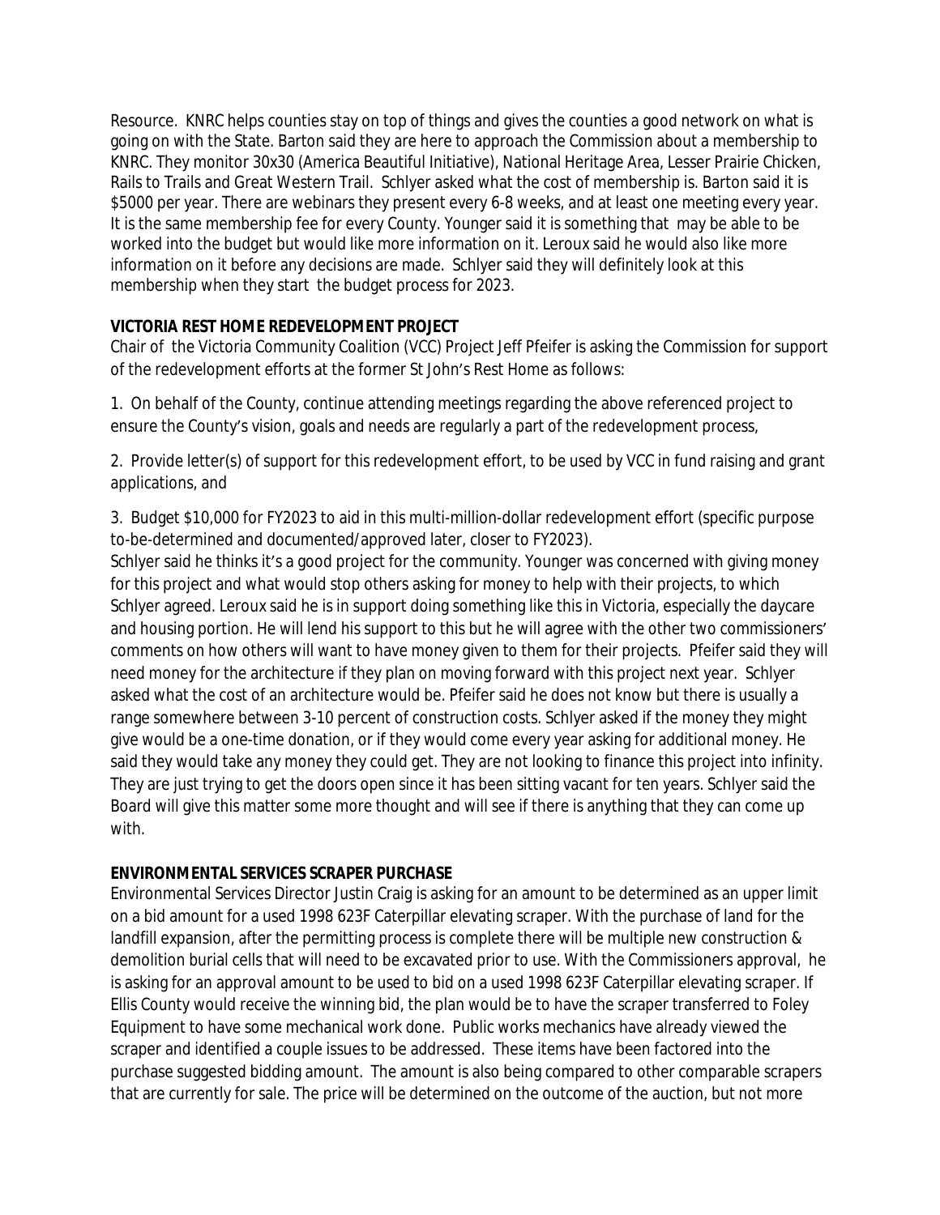Resource. KNRC helps counties stay on top of things and gives the counties a good network on what is going on with the State. Barton said they are here to approach the Commission about a membership to KNRC. They monitor 30x30 (America Beautiful Initiative), National Heritage Area, Lesser Prairie Chicken, Rails to Trails and Great Western Trail. Schlyer asked what the cost of membership is. Barton said it is $5000 per year. There are webinars they present every 6-8 weeks, and at least one meeting every year. It is the same membership fee for every County. Younger said it is something that may be able to be worked into the budget but would like more information on it. Leroux said he would also like more information on it before any decisions are made. Schlyer said they will definitely look at this membership when they start the budget process for 2023.

**VICTORIA REST HOME REDEVELOPMENT PROJECT**

Chair of the Victoria Community Coalition (VCC) Project Jeff Pfeifer is asking the Commission for support of the redevelopment efforts at the former St John's Rest Home as follows:

1. On behalf of the County, continue attending meetings regarding the above referenced project to ensure the County's vision, goals and needs are regularly a part of the redevelopment process,

2. Provide letter(s) of support for this redevelopment effort, to be used by VCC in fund raising and grant applications, and

3. Budget $10,000 for FY2023 to aid in this multi-million-dollar redevelopment effort (specific purpose to-be-determined and documented/approved later, closer to FY2023).

Schlyer said he thinks it's a good project for the community. Younger was concerned with giving money for this project and what would stop others asking for money to help with their projects, to which Schlyer agreed. Leroux said he is in support doing something like this in Victoria, especially the daycare and housing portion. He will lend his support to this but he will agree with the other two commissioners' comments on how others will want to have money given to them for their projects. Pfeifer said they will need money for the architecture if they plan on moving forward with this project next year. Schlyer asked what the cost of an architecture would be. Pfeifer said he does not know but there is usually a range somewhere between 3-10 percent of construction costs. Schlyer asked if the money they might give would be a one-time donation, or if they would come every year asking for additional money. He said they would take any money they could get. They are not looking to finance this project into infinity. They are just trying to get the doors open since it has been sitting vacant for ten years. Schlyer said the Board will give this matter some more thought and will see if there is anything that they can come up with.

**ENVIRONMENTAL SERVICES SCRAPER PURCHASE**

Environmental Services Director Justin Craig is asking for an amount to be determined as an upper limit on a bid amount for a used 1998 623F Caterpillar elevating scraper. With the purchase of land for the landfill expansion, after the permitting process is complete there will be multiple new construction & demolition burial cells that will need to be excavated prior to use. With the Commissioners approval, he is asking for an approval amount to be used to bid on a used 1998 623F Caterpillar elevating scraper. If Ellis County would receive the winning bid, the plan would be to have the scraper transferred to Foley Equipment to have some mechanical work done. Public works mechanics have already viewed the scraper and identified a couple issues to be addressed. These items have been factored into the purchase suggested bidding amount. The amount is also being compared to other comparable scrapers that are currently for sale. The price will be determined on the outcome of the auction, but not more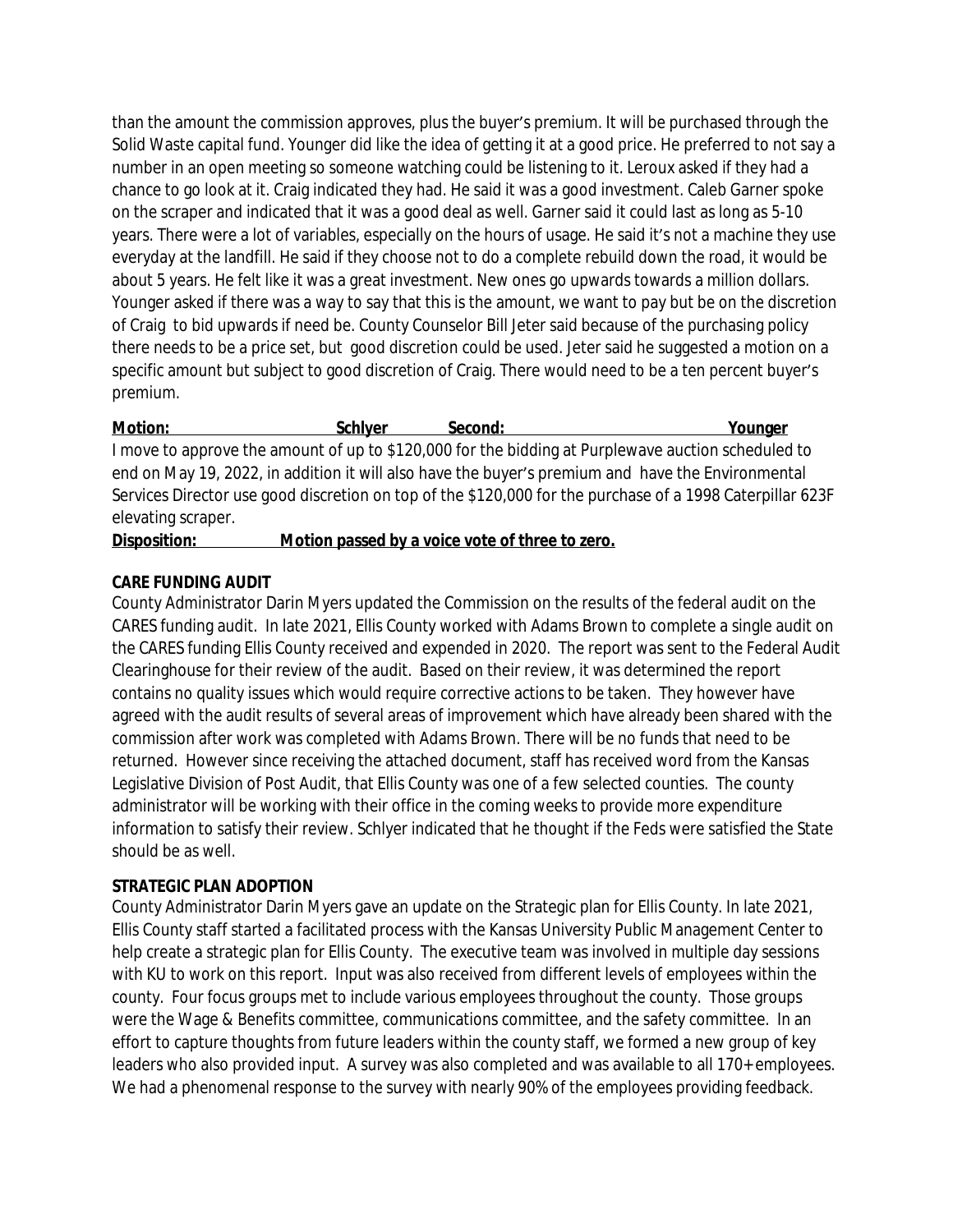than the amount the commission approves, plus the buyer's premium. It will be purchased through the Solid Waste capital fund. Younger did like the idea of getting it at a good price. He preferred to not say a number in an open meeting so someone watching could be listening to it. Leroux asked if they had a chance to go look at it. Craig indicated they had. He said it was a good investment. Caleb Garner spoke on the scraper and indicated that it was a good deal as well. Garner said it could last as long as 5-10 years. There were a lot of variables, especially on the hours of usage. He said it's not a machine they use everyday at the landfill. He said if they choose not to do a complete rebuild down the road, it would be about 5 years. He felt like it was a great investment. New ones go upwards towards a million dollars. Younger asked if there was a way to say that this is the amount, we want to pay but be on the discretion of Craig to bid upwards if need be. County Counselor Bill Jeter said because of the purchasing policy there needs to be a price set, but good discretion could be used. Jeter said he suggested a motion on a specific amount but subject to good discretion of Craig. There would need to be a ten percent buyer's premium.

**Motion: Schlyer Second: Younger**

I move to approve the amount of up to $120,000 for the bidding at Purplewave auction scheduled to end on May 19, 2022, in addition it will also have the buyer's premium and have the Environmental Services Director use good discretion on top of the $120,000 for the purchase of a 1998 Caterpillar 623F elevating scraper.

**Disposition: Motion passed by a voice vote of three to zero.**

**CARE FUNDING AUDIT**

County Administrator Darin Myers updated the Commission on the results of the federal audit on the CARES funding audit. In late 2021, Ellis County worked with Adams Brown to complete a single audit on the CARES funding Ellis County received and expended in 2020. The report was sent to the Federal Audit Clearinghouse for their review of the audit. Based on their review, it was determined the report contains no quality issues which would require corrective actions to be taken. They however have agreed with the audit results of several areas of improvement which have already been shared with the commission after work was completed with Adams Brown. There will be no funds that need to be returned. However since receiving the attached document, staff has received word from the Kansas Legislative Division of Post Audit, that Ellis County was one of a few selected counties. The county administrator will be working with their office in the coming weeks to provide more expenditure information to satisfy their review. Schlyer indicated that he thought if the Feds were satisfied the State should be as well.

**STRATEGIC PLAN ADOPTION**

County Administrator Darin Myers gave an update on the Strategic plan for Ellis County. In late 2021, Ellis County staff started a facilitated process with the Kansas University Public Management Center to help create a strategic plan for Ellis County. The executive team was involved in multiple day sessions with KU to work on this report. Input was also received from different levels of employees within the county. Four focus groups met to include various employees throughout the county. Those groups were the Wage & Benefits committee, communications committee, and the safety committee. In an effort to capture thoughts from future leaders within the county staff, we formed a new group of key leaders who also provided input. A survey was also completed and was available to all 170+ employees. We had a phenomenal response to the survey with nearly 90% of the employees providing feedback.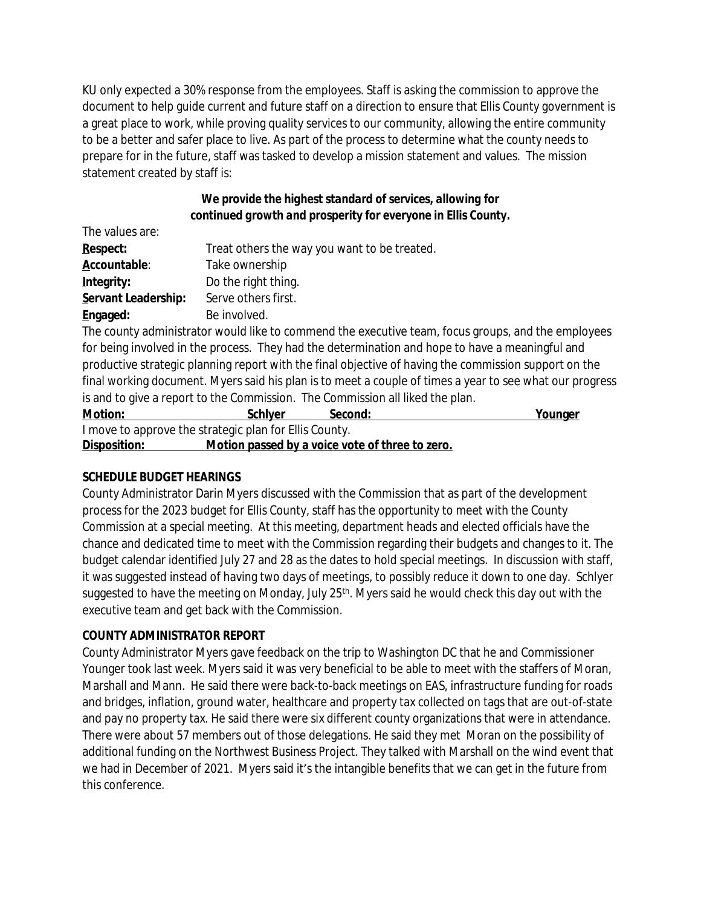KU only expected a 30% response from the employees. Staff is asking the commission to approve the document to help guide current and future staff on a direction to ensure that Ellis County government is a great place to work, while proving quality services to our community, allowing the entire community to be a better and safer place to live. As part of the process to determine what the county needs to prepare for in the future, staff was tasked to develop a mission statement and values. The mission statement created by staff is:

***We provide the highest standard of services, allowing for continued growth and prosperity for everyone in Ellis County.***

The values are:

| | |
|---|---|
| **Respect:** | Treat others the way you want to be treated. |
| **Accountable**: | Take ownership |
| **Integrity:** | Do the right thing. |
| **Servant Leadership:** | Serve others first. |
| **Engaged:** | Be involved. |

The county administrator would like to commend the executive team, focus groups, and the employees for being involved in the process. They had the determination and hope to have a meaningful and productive strategic planning report with the final objective of having the commission support on the final working document. Myers said his plan is to meet a couple of times a year to see what our progress is and to give a report to the Commission. The Commission all liked the plan.

**Motion:** **Schlyer** **Second:** **Younger**

I move to approve the strategic plan for Ellis County.

**Disposition:** **Motion passed by a voice vote of three to zero.**

**SCHEDULE BUDGET HEARINGS**

County Administrator Darin Myers discussed with the Commission that as part of the development process for the 2023 budget for Ellis County, staff has the opportunity to meet with the County Commission at a special meeting. At this meeting, department heads and elected officials have the chance and dedicated time to meet with the Commission regarding their budgets and changes to it. The budget calendar identified July 27 and 28 as the dates to hold special meetings. In discussion with staff, it was suggested instead of having two days of meetings, to possibly reduce it down to one day. Schlyer suggested to have the meeting on Monday, July 25th. Myers said he would check this day out with the executive team and get back with the Commission.

**COUNTY ADMINISTRATOR REPORT**

County Administrator Myers gave feedback on the trip to Washington DC that he and Commissioner Younger took last week. Myers said it was very beneficial to be able to meet with the staffers of Moran, Marshall and Mann. He said there were back-to-back meetings on EAS, infrastructure funding for roads and bridges, inflation, ground water, healthcare and property tax collected on tags that are out-of-state and pay no property tax. He said there were six different county organizations that were in attendance. There were about 57 members out of those delegations. He said they met Moran on the possibility of additional funding on the Northwest Business Project. They talked with Marshall on the wind event that we had in December of 2021. Myers said it's the intangible benefits that we can get in the future from this conference.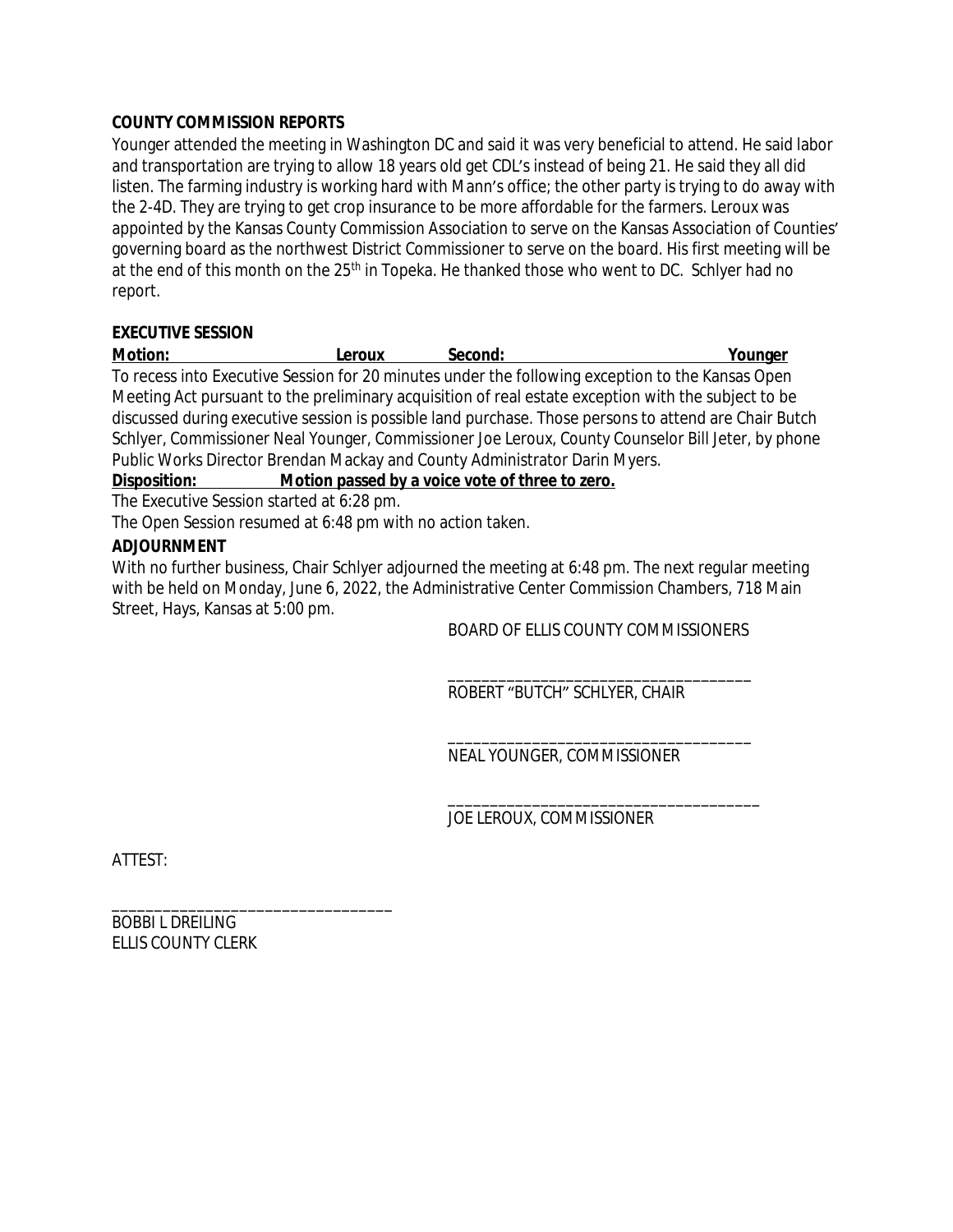**COUNTY COMMISSION REPORTS**

Younger attended the meeting in Washington DC and said it was very beneficial to attend. He said labor and transportation are trying to allow 18 years old get CDL's instead of being 21. He said they all did listen. The farming industry is working hard with Mann's office; the other party is trying to do away with the 2-4D. They are trying to get crop insurance to be more affordable for the farmers. Leroux was appointed by the Kansas County Commission Association to serve on the Kansas Association of Counties' governing board as the northwest District Commissioner to serve on the board. His first meeting will be at the end of this month on the 25th in Topeka. He thanked those who went to DC. Schlyer had no report.

**EXECUTIVE SESSION**

**Motion: Leroux Second: Younger**

To recess into Executive Session for 20 minutes under the following exception to the Kansas Open Meeting Act pursuant to the preliminary acquisition of real estate exception with the subject to be discussed during executive session is possible land purchase. Those persons to attend are Chair Butch Schlyer, Commissioner Neal Younger, Commissioner Joe Leroux, County Counselor Bill Jeter, by phone Public Works Director Brendan Mackay and County Administrator Darin Myers.

**Disposition: Motion passed by a voice vote of three to zero.**

The Executive Session started at 6:28 pm.

The Open Session resumed at 6:48 pm with no action taken.

**ADJOURNMENT**

With no further business, Chair Schlyer adjourned the meeting at 6:48 pm. The next regular meeting with be held on Monday, June 6, 2022, the Administrative Center Commission Chambers, 718 Main Street, Hays, Kansas at 5:00 pm.

BOARD OF ELLIS COUNTY COMMISSIONERS

\_\_\_\_\_\_\_\_\_\_\_\_\_\_\_\_\_\_\_\_\_\_\_\_\_\_\_\_\_\_\_\_\_\_\_\_
ROBERT "BUTCH" SCHLYER, CHAIR

\_\_\_\_\_\_\_\_\_\_\_\_\_\_\_\_\_\_\_\_\_\_\_\_\_\_\_\_\_\_\_\_\_\_\_\_
NEAL YOUNGER, COMMISSIONER

\_\_\_\_\_\_\_\_\_\_\_\_\_\_\_\_\_\_\_\_\_\_\_\_\_\_\_\_\_\_\_\_\_\_\_\_
JOE LEROUX, COMMISSIONER

ATTEST:

\_\_\_\_\_\_\_\_\_\_\_\_\_\_\_\_\_\_\_\_\_\_\_\_\_\_\_\_\_\_\_\_
BOBBI L DREILING
ELLIS COUNTY CLERK